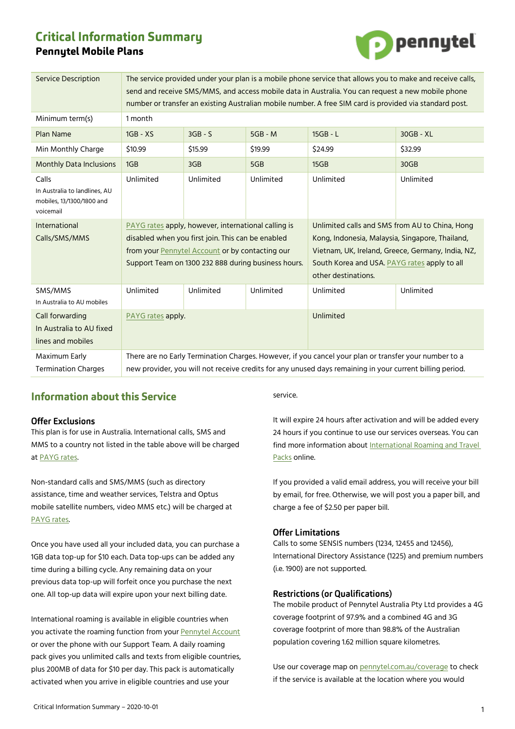# Critical Information Summary

## Pennytel Mobile Plans

| Service Description | The service provided under your plan is a mobile phone service that allows you to make and receive calls, send and receive SMS/MMS, and access mobile data in Australia. You can request a new mobile phone number or transfer an existing Australian mobile number. A free SIM card is provided via standard post. | | | | |
|---|---|---|---|---|---|
| Minimum term(s) | 1 month | | | | |
| Plan Name | 1GB - XS | 3GB - S | 5GB - M | 15GB - L | 30GB - XL |
| Min Monthly Charge | $10.99 | $15.99 | $19.99 | $24.99 | $32.99 |
| Monthly Data Inclusions | 1GB | 3GB | 5GB | 15GB | 30GB |
| Calls In Australia to landlines, AU mobiles, 13/1300/1800 and voicemail | Unlimited | Unlimited | Unlimited | Unlimited | Unlimited |
| International Calls/SMS/MMS | PAYG rates apply, however, international calling is disabled when you first join. This can be enabled from your Pennytel Account or by contacting our Support Team on 1300 232 888 during business hours. | | | Unlimited calls and SMS from AU to China, Hong Kong, Indonesia, Malaysia, Singapore, Thailand, Vietnam, UK, Ireland, Greece, Germany, India, NZ, South Korea and USA. PAYG rates apply to all other destinations. | |
| SMS/MMS In Australia to AU mobiles | Unlimited | Unlimited | Unlimited | Unlimited | Unlimited |
| Call forwarding In Australia to AU fixed lines and mobiles | PAYG rates apply. | | | Unlimited | |
| Maximum Early Termination Charges | There are no Early Termination Charges. However, if you cancel your plan or transfer your number to a new provider, you will not receive credits for any unused days remaining in your current billing period. | | | | |

## Information about this Service

### Offer Exclusions

This plan is for use in Australia. International calls, SMS and MMS to a country not listed in the table above will be charged at PAYG rates.

Non-standard calls and SMS/MMS (such as directory assistance, time and weather services, Telstra and Optus mobile satellite numbers, video MMS etc.) will be charged at PAYG rates.

Once you have used all your included data, you can purchase a 1GB data top-up for $10 each. Data top-ups can be added any time during a billing cycle. Any remaining data on your previous data top-up will forfeit once you purchase the next one. All top-up data will expire upon your next billing date.

International roaming is available in eligible countries when you activate the roaming function from your Pennytel Account or over the phone with our Support Team. A daily roaming pack gives you unlimited calls and texts from eligible countries, plus 200MB of data for $10 per day. This pack is automatically activated when you arrive in eligible countries and use your service.

It will expire 24 hours after activation and will be added every 24 hours if you continue to use our services overseas. You can find more information about International Roaming and Travel Packs online.

If you provided a valid email address, you will receive your bill by email, for free. Otherwise, we will post you a paper bill, and charge a fee of $2.50 per paper bill.

### Offer Limitations

Calls to some SENSIS numbers (1234, 12455 and 12456), International Directory Assistance (1225) and premium numbers (i.e. 1900) are not supported.

### Restrictions (or Qualifications)

The mobile product of Pennytel Australia Pty Ltd provides a 4G coverage footprint of 97.9% and a combined 4G and 3G coverage footprint of more than 98.8% of the Australian population covering 1.62 million square kilometres.

Use our coverage map on pennytel.com.au/coverage to check if the service is available at the location where you would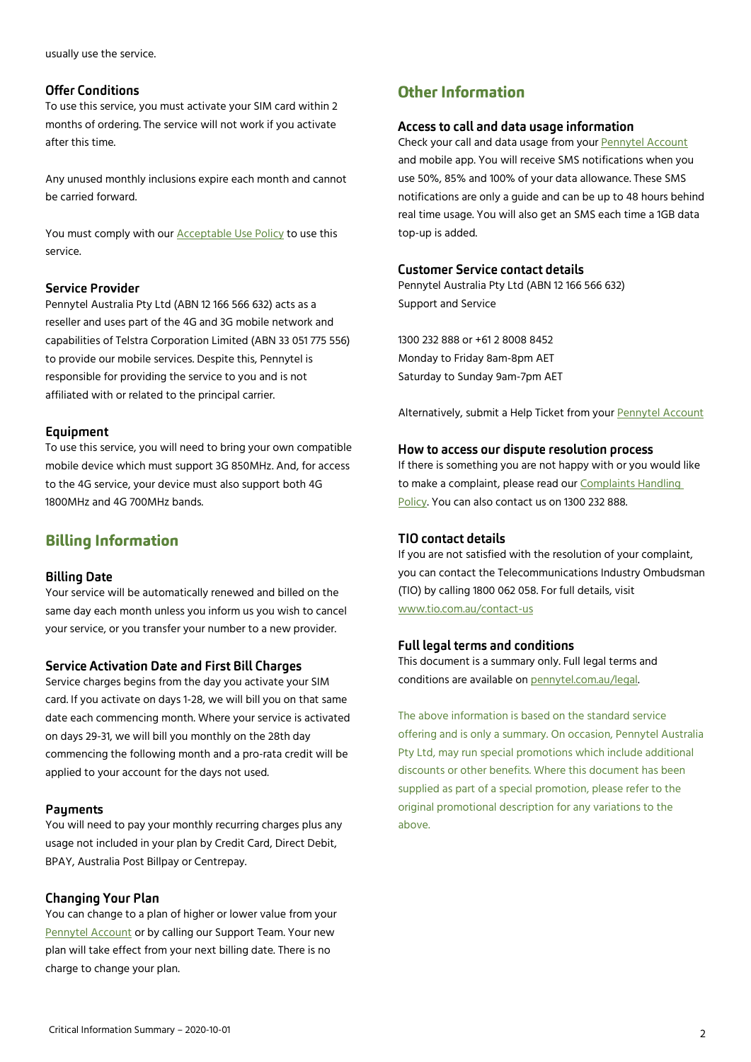usually use the service.

### Offer Conditions

To use this service, you must activate your SIM card within 2 months of ordering. The service will not work if you activate after this time.

Any unused monthly inclusions expire each month and cannot be carried forward.

You must comply with our Acceptable Use Policy to use this service.

### Service Provider

Pennytel Australia Pty Ltd (ABN 12 166 566 632) acts as a reseller and uses part of the 4G and 3G mobile network and capabilities of Telstra Corporation Limited (ABN 33 051 775 556) to provide our mobile services. Despite this, Pennytel is responsible for providing the service to you and is not affiliated with or related to the principal carrier.

### Equipment

To use this service, you will need to bring your own compatible mobile device which must support 3G 850MHz. And, for access to the 4G service, your device must also support both 4G 1800MHz and 4G 700MHz bands.

## Billing Information

### Billing Date

Your service will be automatically renewed and billed on the same day each month unless you inform us you wish to cancel your service, or you transfer your number to a new provider.

### Service Activation Date and First Bill Charges

Service charges begins from the day you activate your SIM card. If you activate on days 1-28, we will bill you on that same date each commencing month. Where your service is activated on days 29-31, we will bill you monthly on the 28th day commencing the following month and a pro-rata credit will be applied to your account for the days not used.

### Payments

You will need to pay your monthly recurring charges plus any usage not included in your plan by Credit Card, Direct Debit, BPAY, Australia Post Billpay or Centrepay.

### Changing Your Plan

You can change to a plan of higher or lower value from your Pennytel Account or by calling our Support Team. Your new plan will take effect from your next billing date. There is no charge to change your plan.

## Other Information

### Access to call and data usage information

Check your call and data usage from your Pennytel Account and mobile app. You will receive SMS notifications when you use 50%, 85% and 100% of your data allowance. These SMS notifications are only a guide and can be up to 48 hours behind real time usage. You will also get an SMS each time a 1GB data top-up is added.

### Customer Service contact details

Pennytel Australia Pty Ltd (ABN 12 166 566 632)
Support and Service

1300 232 888 or +61 2 8008 8452
Monday to Friday 8am-8pm AET
Saturday to Sunday 9am-7pm AET

Alternatively, submit a Help Ticket from your Pennytel Account

### How to access our dispute resolution process

If there is something you are not happy with or you would like to make a complaint, please read our Complaints Handling Policy. You can also contact us on 1300 232 888.

### TIO contact details

If you are not satisfied with the resolution of your complaint, you can contact the Telecommunications Industry Ombudsman (TIO) by calling 1800 062 058. For full details, visit www.tio.com.au/contact-us

### Full legal terms and conditions

This document is a summary only. Full legal terms and conditions are available on pennytel.com.au/legal.

The above information is based on the standard service offering and is only a summary. On occasion, Pennytel Australia Pty Ltd, may run special promotions which include additional discounts or other benefits. Where this document has been supplied as part of a special promotion, please refer to the original promotional description for any variations to the above.